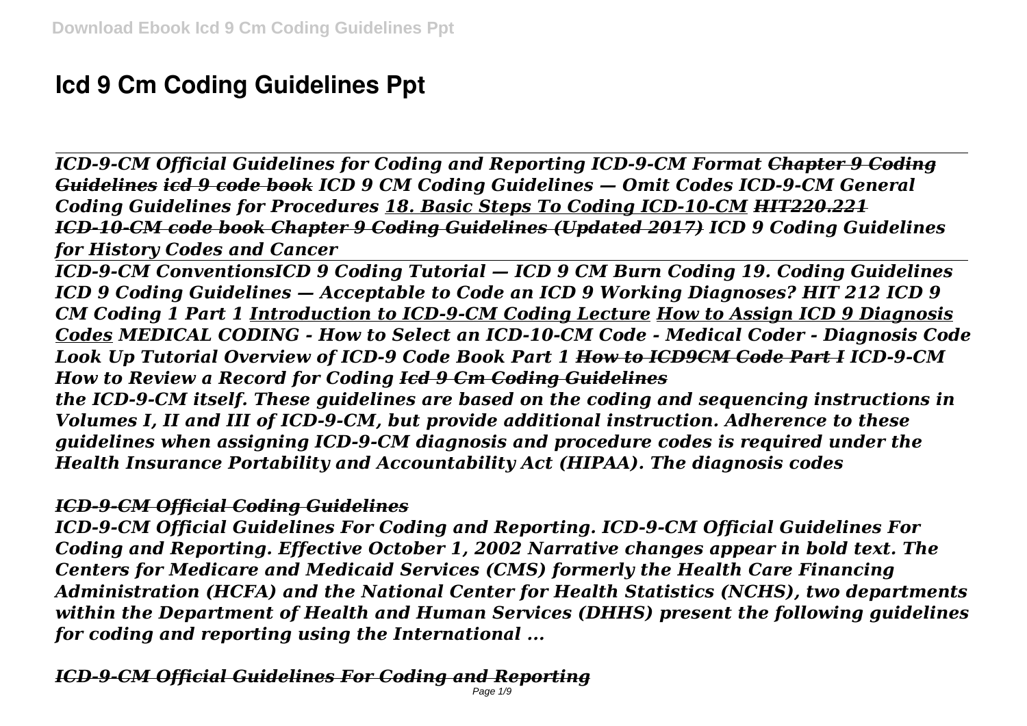# Icd 9 Cm Coding Guidelines Ppt

*ICD-9-CM Official Guidelines for Coding and Reporting ICD-9-CM Format ~~Chapter 9 Coding Guidelines~~ ~~icd 9 code book~~ ICD 9 CM Coding Guidelines — Omit Codes ICD-9-CM General Coding Guidelines for Procedures 18. Basic Steps To Coding ICD-10-CM ~~HIT220.221 ICD-10-CM code book~~ ~~Chapter 9 Coding Guidelines (Updated 2017)~~ ICD 9 Coding Guidelines for History Codes and Cancer*

*ICD-9-CM ConventionsICD 9 Coding Tutorial — ICD 9 CM Burn Coding 19. Coding Guidelines ICD 9 Coding Guidelines — Acceptable to Code an ICD 9 Working Diagnoses? HIT 212 ICD 9 CM Coding 1 Part 1 Introduction to ICD-9-CM Coding Lecture How to Assign ICD 9 Diagnosis Codes MEDICAL CODING - How to Select an ICD-10-CM Code - Medical Coder - Diagnosis Code Look Up Tutorial Overview of ICD-9 Code Book Part 1 ~~How to ICD9CM Code Part I~~ ICD-9-CM How to Review a Record for Coding ~~Icd 9 Cm Coding Guidelines~~*

*the ICD-9-CM itself. These guidelines are based on the coding and sequencing instructions in Volumes I, II and III of ICD-9-CM, but provide additional instruction. Adherence to these guidelines when assigning ICD-9-CM diagnosis and procedure codes is required under the Health Insurance Portability and Accountability Act (HIPAA). The diagnosis codes*

## *ICD-9-CM Official Coding Guidelines*

*ICD-9-CM Official Guidelines For Coding and Reporting. ICD-9-CM Official Guidelines For Coding and Reporting. Effective October 1, 2002 Narrative changes appear in bold text. The Centers for Medicare and Medicaid Services (CMS) formerly the Health Care Financing Administration (HCFA) and the National Center for Health Statistics (NCHS), two departments within the Department of Health and Human Services (DHHS) present the following guidelines for coding and reporting using the International ...*

## *ICD-9-CM Official Guidelines For Coding and Reporting*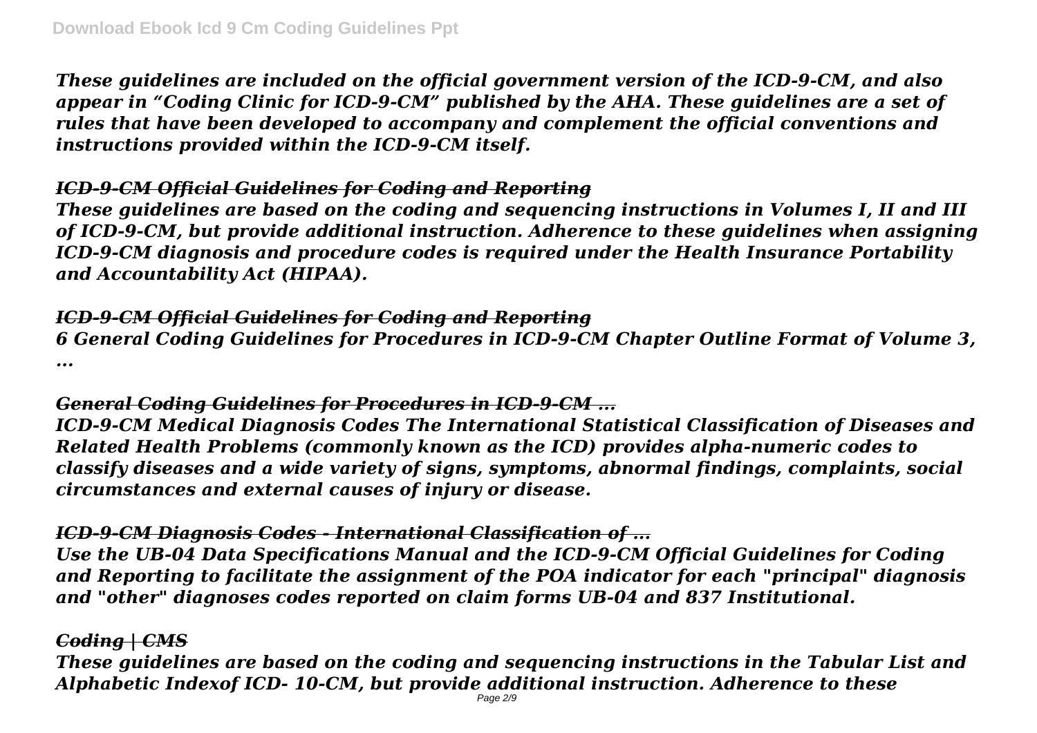*These guidelines are included on the official government version of the ICD-9-CM, and also appear in "Coding Clinic for ICD-9-CM" published by the AHA. These guidelines are a set of rules that have been developed to accompany and complement the official conventions and instructions provided within the ICD-9-CM itself.*

### *ICD-9-CM Official Guidelines for Coding and Reporting*

*These guidelines are based on the coding and sequencing instructions in Volumes I, II and III of ICD-9-CM, but provide additional instruction. Adherence to these guidelines when assigning ICD-9-CM diagnosis and procedure codes is required under the Health Insurance Portability and Accountability Act (HIPAA).*

### *ICD-9-CM Official Guidelines for Coding and Reporting*

*6 General Coding Guidelines for Procedures in ICD-9-CM Chapter Outline Format of Volume 3, ...*

### *General Coding Guidelines for Procedures in ICD-9-CM ...*

*ICD-9-CM Medical Diagnosis Codes The International Statistical Classification of Diseases and Related Health Problems (commonly known as the ICD) provides alpha-numeric codes to classify diseases and a wide variety of signs, symptoms, abnormal findings, complaints, social circumstances and external causes of injury or disease.*

### *ICD-9-CM Diagnosis Codes - International Classification of ...*

*Use the UB-04 Data Specifications Manual and the ICD-9-CM Official Guidelines for Coding and Reporting to facilitate the assignment of the POA indicator for each "principal" diagnosis and "other" diagnoses codes reported on claim forms UB-04 and 837 Institutional.*

### *Coding | CMS*

*These guidelines are based on the coding and sequencing instructions in the Tabular List and Alphabetic Indexof ICD- 10-CM, but provide additional instruction. Adherence to these*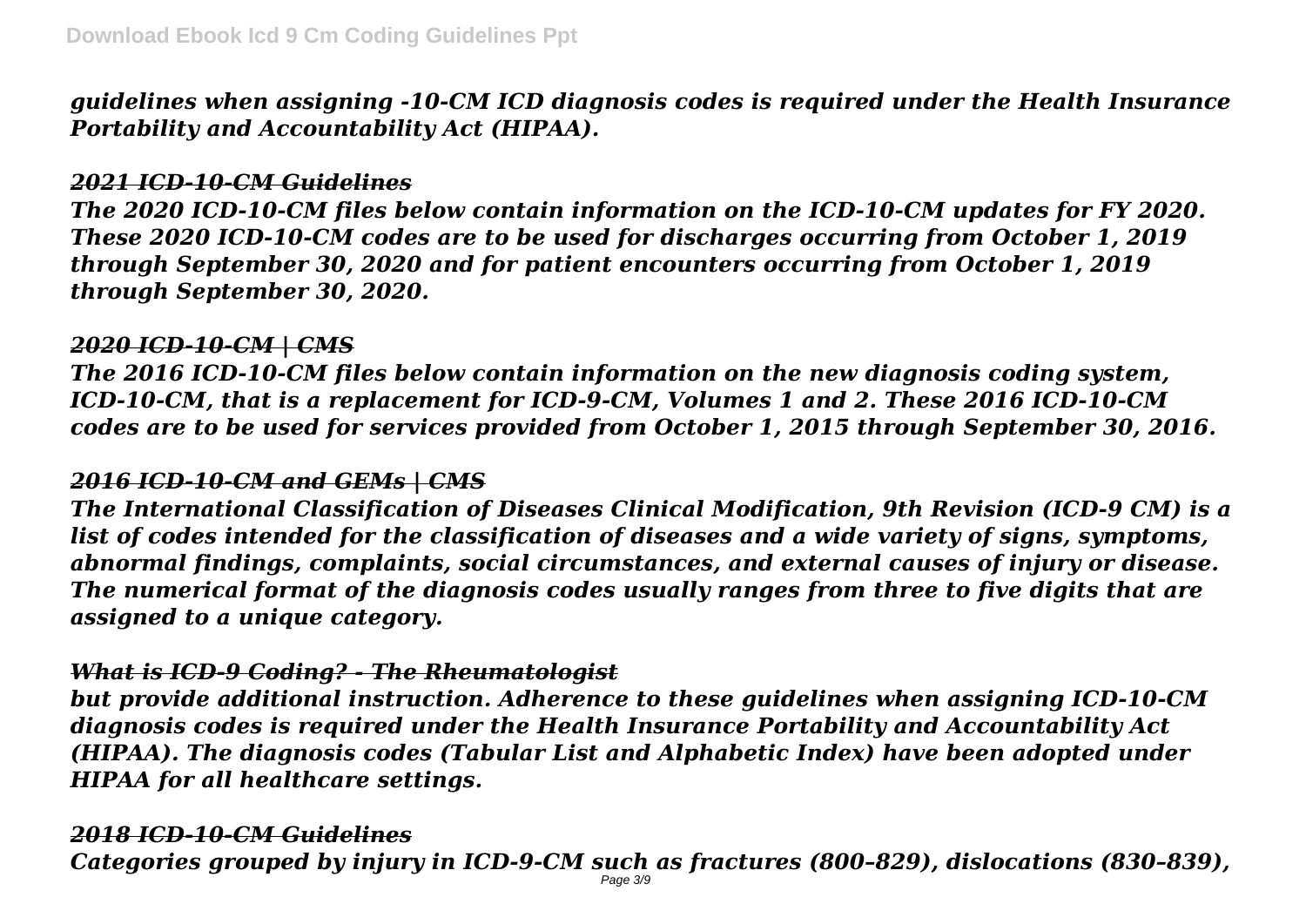*guidelines when assigning -10-CM ICD diagnosis codes is required under the Health Insurance Portability and Accountability Act (HIPAA).*

***2021 ICD-10-CM Guidelines***

*The 2020 ICD-10-CM files below contain information on the ICD-10-CM updates for FY 2020. These 2020 ICD-10-CM codes are to be used for discharges occurring from October 1, 2019 through September 30, 2020 and for patient encounters occurring from October 1, 2019 through September 30, 2020.*

***2020 ICD-10-CM | CMS***

*The 2016 ICD-10-CM files below contain information on the new diagnosis coding system, ICD-10-CM, that is a replacement for ICD-9-CM, Volumes 1 and 2. These 2016 ICD-10-CM codes are to be used for services provided from October 1, 2015 through September 30, 2016.*

***2016 ICD-10-CM and GEMs | CMS***

*The International Classification of Diseases Clinical Modification, 9th Revision (ICD-9 CM) is a list of codes intended for the classification of diseases and a wide variety of signs, symptoms, abnormal findings, complaints, social circumstances, and external causes of injury or disease. The numerical format of the diagnosis codes usually ranges from three to five digits that are assigned to a unique category.*

***What is ICD-9 Coding? - The Rheumatologist***

*but provide additional instruction. Adherence to these guidelines when assigning ICD-10-CM diagnosis codes is required under the Health Insurance Portability and Accountability Act (HIPAA). The diagnosis codes (Tabular List and Alphabetic Index) have been adopted under HIPAA for all healthcare settings.*

***2018 ICD-10-CM Guidelines***

*Categories grouped by injury in ICD-9-CM such as fractures (800–829), dislocations (830–839),*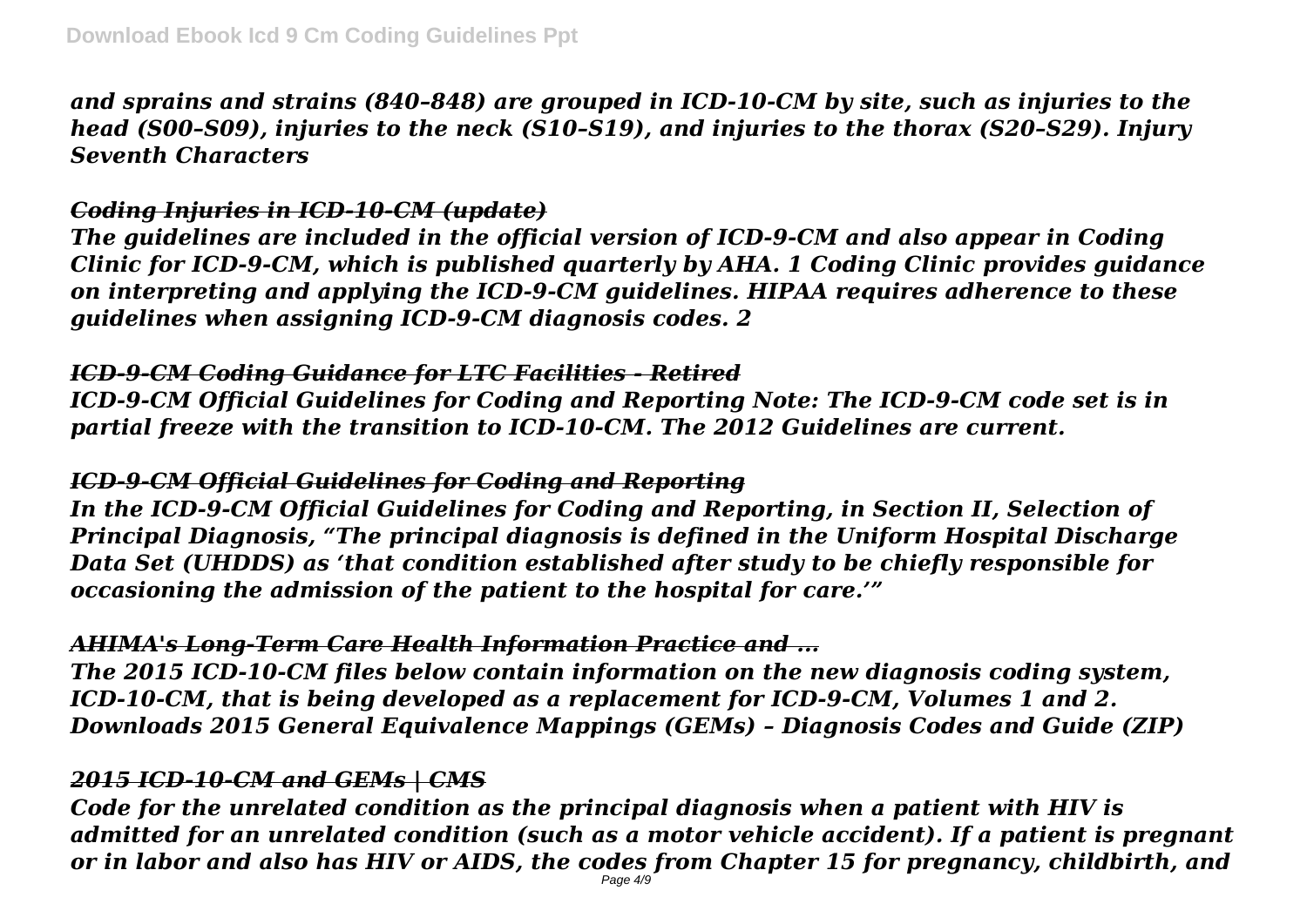*and sprains and strains (840–848) are grouped in ICD-10-CM by site, such as injuries to the head (S00–S09), injuries to the neck (S10–S19), and injuries to the thorax (S20–S29). Injury Seventh Characters*

### *Coding Injuries in ICD-10-CM (update)*

*The guidelines are included in the official version of ICD-9-CM and also appear in Coding Clinic for ICD-9-CM, which is published quarterly by AHA. 1 Coding Clinic provides guidance on interpreting and applying the ICD-9-CM guidelines. HIPAA requires adherence to these guidelines when assigning ICD-9-CM diagnosis codes. 2*

### *ICD-9-CM Coding Guidance for LTC Facilities - Retired*

*ICD-9-CM Official Guidelines for Coding and Reporting Note: The ICD-9-CM code set is in partial freeze with the transition to ICD-10-CM. The 2012 Guidelines are current.*

### *ICD-9-CM Official Guidelines for Coding and Reporting*

*In the ICD-9-CM Official Guidelines for Coding and Reporting, in Section II, Selection of Principal Diagnosis, "The principal diagnosis is defined in the Uniform Hospital Discharge Data Set (UHDDS) as 'that condition established after study to be chiefly responsible for occasioning the admission of the patient to the hospital for care.'"*

### *AHIMA's Long-Term Care Health Information Practice and ...*

*The 2015 ICD-10-CM files below contain information on the new diagnosis coding system, ICD-10-CM, that is being developed as a replacement for ICD-9-CM, Volumes 1 and 2. Downloads 2015 General Equivalence Mappings (GEMs) – Diagnosis Codes and Guide (ZIP)*

### *2015 ICD-10-CM and GEMs | CMS*

*Code for the unrelated condition as the principal diagnosis when a patient with HIV is admitted for an unrelated condition (such as a motor vehicle accident). If a patient is pregnant or in labor and also has HIV or AIDS, the codes from Chapter 15 for pregnancy, childbirth, and*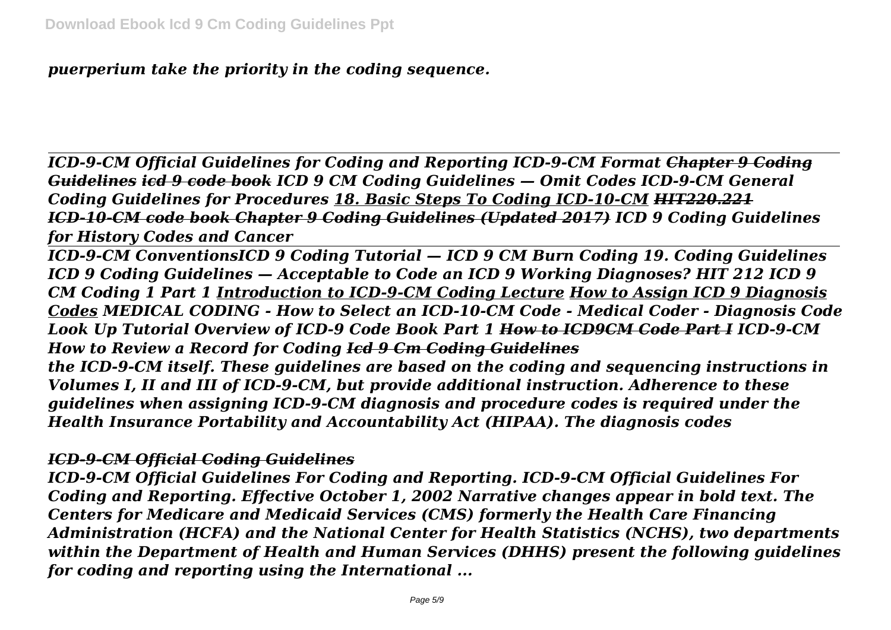*puerperium take the priority in the coding sequence.*

---

*ICD-9-CM Official Guidelines for Coding and Reporting ICD-9-CM Format ~~Chapter 9 Coding Guidelines~~ ~~icd 9 code book~~ ICD 9 CM Coding Guidelines — Omit Codes ICD-9-CM General Coding Guidelines for Procedures 18. Basic Steps To Coding ICD-10-CM ~~HIT220.221 ICD-10-CM code book Chapter 9 Coding Guidelines (Updated 2017)~~ ICD 9 Coding Guidelines for History Codes and Cancer*

---

*ICD-9-CM ConventionsICD 9 Coding Tutorial — ICD 9 CM Burn Coding 19. Coding Guidelines ICD 9 Coding Guidelines — Acceptable to Code an ICD 9 Working Diagnoses? HIT 212 ICD 9 CM Coding 1 Part 1 Introduction to ICD-9-CM Coding Lecture How to Assign ICD 9 Diagnosis Codes MEDICAL CODING - How to Select an ICD-10-CM Code - Medical Coder - Diagnosis Code Look Up Tutorial Overview of ICD-9 Code Book Part 1 ~~How to ICD9CM Code Part I~~ ICD-9-CM How to Review a Record for Coding ~~Icd 9 Cm Coding Guidelines~~*

*the ICD-9-CM itself. These guidelines are based on the coding and sequencing instructions in Volumes I, II and III of ICD-9-CM, but provide additional instruction. Adherence to these guidelines when assigning ICD-9-CM diagnosis and procedure codes is required under the Health Insurance Portability and Accountability Act (HIPAA). The diagnosis codes*

### *ICD-9-CM Official Coding Guidelines*

*ICD-9-CM Official Guidelines For Coding and Reporting. ICD-9-CM Official Guidelines For Coding and Reporting. Effective October 1, 2002 Narrative changes appear in bold text. The Centers for Medicare and Medicaid Services (CMS) formerly the Health Care Financing Administration (HCFA) and the National Center for Health Statistics (NCHS), two departments within the Department of Health and Human Services (DHHS) present the following guidelines for coding and reporting using the International ...*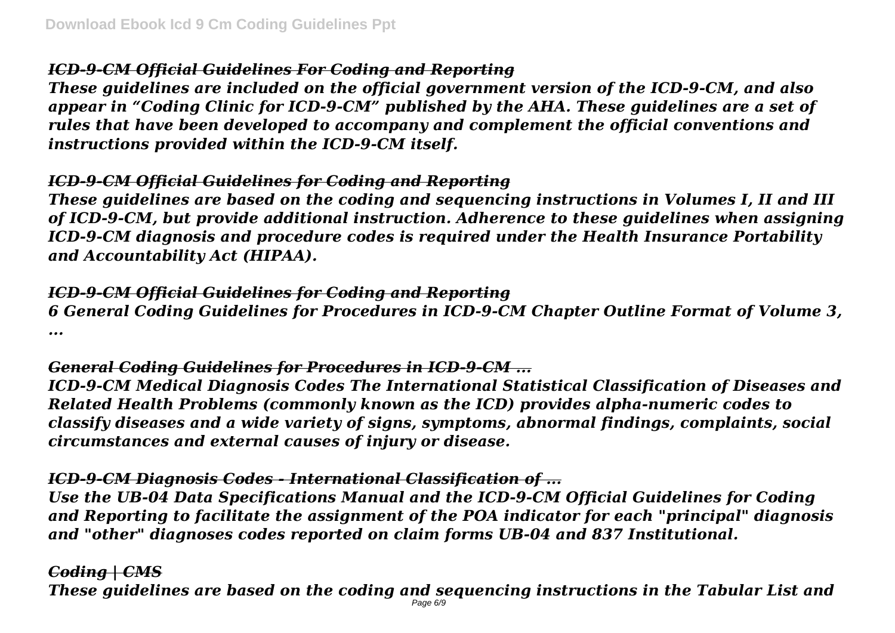### *ICD-9-CM Official Guidelines For Coding and Reporting*

***These guidelines are included on the official government version of the ICD-9-CM, and also appear in "Coding Clinic for ICD-9-CM" published by the AHA. These guidelines are a set of rules that have been developed to accompany and complement the official conventions and instructions provided within the ICD-9-CM itself.***

### *ICD-9-CM Official Guidelines for Coding and Reporting*

***These guidelines are based on the coding and sequencing instructions in Volumes I, II and III of ICD-9-CM, but provide additional instruction. Adherence to these guidelines when assigning ICD-9-CM diagnosis and procedure codes is required under the Health Insurance Portability and Accountability Act (HIPAA).***

### *ICD-9-CM Official Guidelines for Coding and Reporting*

***6 General Coding Guidelines for Procedures in ICD-9-CM Chapter Outline Format of Volume 3, ...***

### *General Coding Guidelines for Procedures in ICD-9-CM ...*

***ICD-9-CM Medical Diagnosis Codes The International Statistical Classification of Diseases and Related Health Problems (commonly known as the ICD) provides alpha-numeric codes to classify diseases and a wide variety of signs, symptoms, abnormal findings, complaints, social circumstances and external causes of injury or disease.***

### *ICD-9-CM Diagnosis Codes - International Classification of ...*

***Use the UB-04 Data Specifications Manual and the ICD-9-CM Official Guidelines for Coding and Reporting to facilitate the assignment of the POA indicator for each "principal" diagnosis and "other" diagnoses codes reported on claim forms UB-04 and 837 Institutional.***

### *Coding | CMS*

***These guidelines are based on the coding and sequencing instructions in the Tabular List and***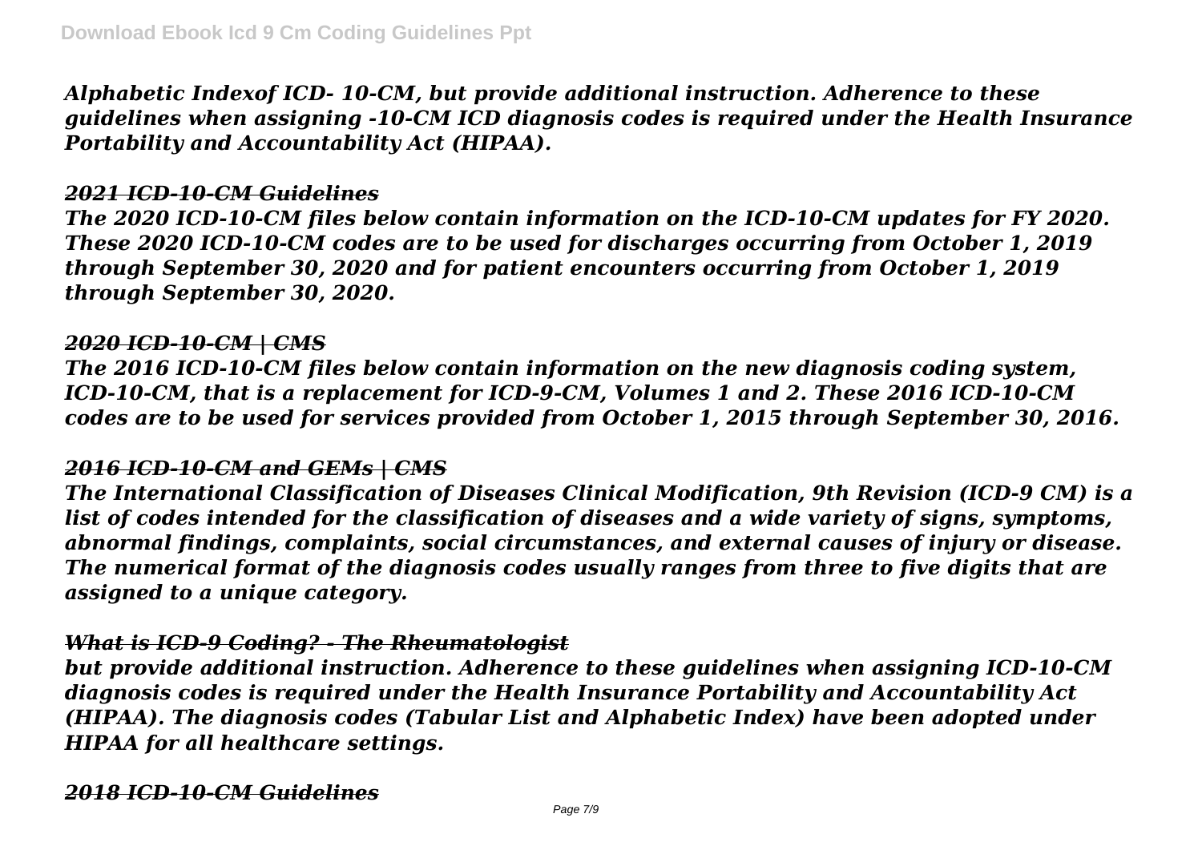*Alphabetic Indexof ICD- 10-CM, but provide additional instruction. Adherence to these guidelines when assigning -10-CM ICD diagnosis codes is required under the Health Insurance Portability and Accountability Act (HIPAA).*

### *2021 ICD-10-CM Guidelines*

*The 2020 ICD-10-CM files below contain information on the ICD-10-CM updates for FY 2020. These 2020 ICD-10-CM codes are to be used for discharges occurring from October 1, 2019 through September 30, 2020 and for patient encounters occurring from October 1, 2019 through September 30, 2020.*

### *2020 ICD-10-CM | CMS*

*The 2016 ICD-10-CM files below contain information on the new diagnosis coding system, ICD-10-CM, that is a replacement for ICD-9-CM, Volumes 1 and 2. These 2016 ICD-10-CM codes are to be used for services provided from October 1, 2015 through September 30, 2016.*

### *2016 ICD-10-CM and GEMs | CMS*

*The International Classification of Diseases Clinical Modification, 9th Revision (ICD-9 CM) is a list of codes intended for the classification of diseases and a wide variety of signs, symptoms, abnormal findings, complaints, social circumstances, and external causes of injury or disease. The numerical format of the diagnosis codes usually ranges from three to five digits that are assigned to a unique category.*

### *What is ICD-9 Coding? - The Rheumatologist*

*but provide additional instruction. Adherence to these guidelines when assigning ICD-10-CM diagnosis codes is required under the Health Insurance Portability and Accountability Act (HIPAA). The diagnosis codes (Tabular List and Alphabetic Index) have been adopted under HIPAA for all healthcare settings.*

### *2018 ICD-10-CM Guidelines*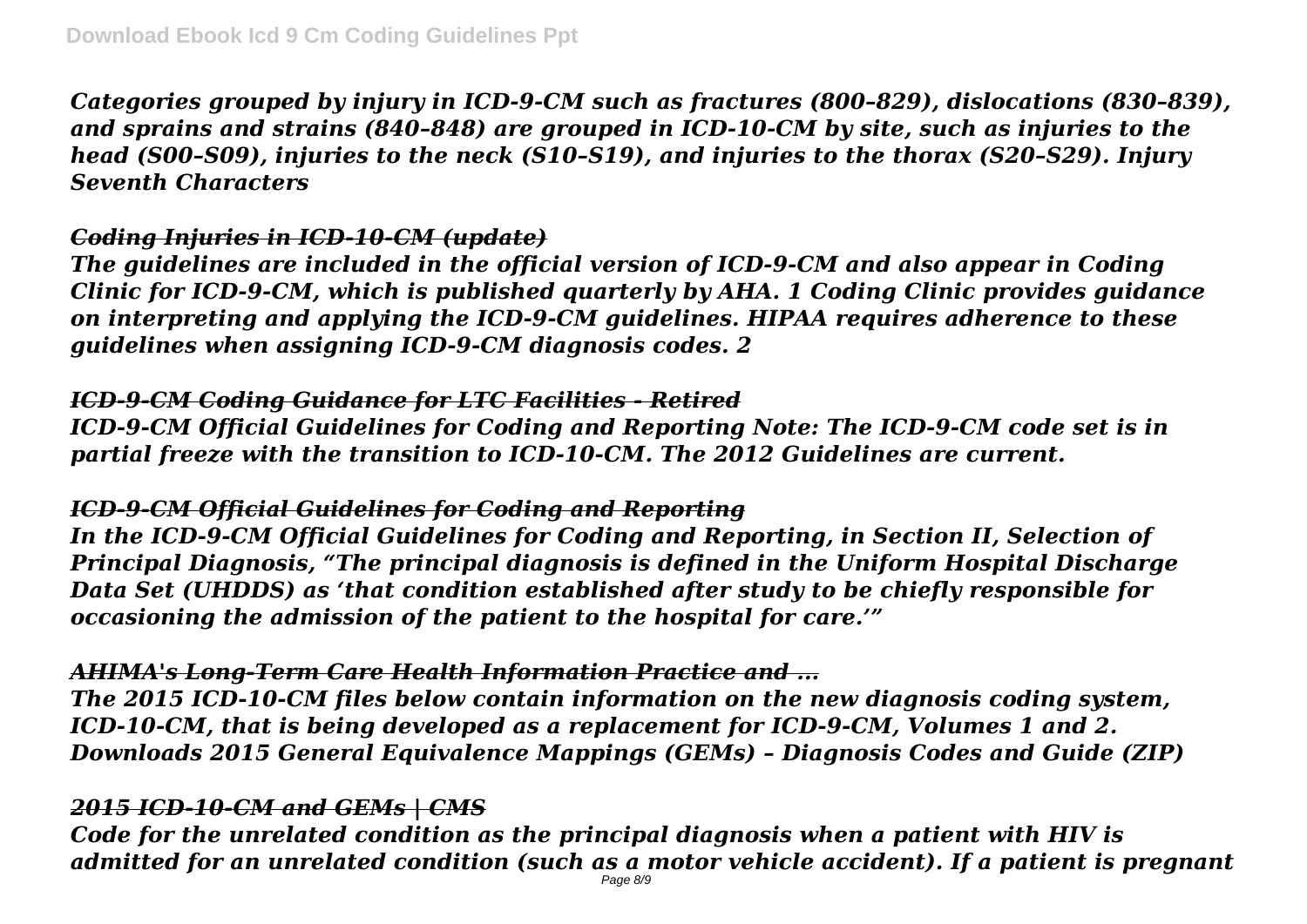*Categories grouped by injury in ICD-9-CM such as fractures (800–829), dislocations (830–839), and sprains and strains (840–848) are grouped in ICD-10-CM by site, such as injuries to the head (S00–S09), injuries to the neck (S10–S19), and injuries to the thorax (S20–S29). Injury Seventh Characters*

### *~~Coding Injuries in ICD-10-CM (update)~~*

*The guidelines are included in the official version of ICD-9-CM and also appear in Coding Clinic for ICD-9-CM, which is published quarterly by AHA. 1 Coding Clinic provides guidance on interpreting and applying the ICD-9-CM guidelines. HIPAA requires adherence to these guidelines when assigning ICD-9-CM diagnosis codes. 2*

### *~~ICD-9-CM Coding Guidance for LTC Facilities - Retired~~*

*ICD-9-CM Official Guidelines for Coding and Reporting Note: The ICD-9-CM code set is in partial freeze with the transition to ICD-10-CM. The 2012 Guidelines are current.*

### *~~ICD-9-CM Official Guidelines for Coding and Reporting~~*

*In the ICD-9-CM Official Guidelines for Coding and Reporting, in Section II, Selection of Principal Diagnosis, "The principal diagnosis is defined in the Uniform Hospital Discharge Data Set (UHDDS) as 'that condition established after study to be chiefly responsible for occasioning the admission of the patient to the hospital for care.'"*

### *~~AHIMA's Long-Term Care Health Information Practice and ...~~*

*The 2015 ICD-10-CM files below contain information on the new diagnosis coding system, ICD-10-CM, that is being developed as a replacement for ICD-9-CM, Volumes 1 and 2. Downloads 2015 General Equivalence Mappings (GEMs) – Diagnosis Codes and Guide (ZIP)*

### *~~2015 ICD-10-CM and GEMs | CMS~~*

*Code for the unrelated condition as the principal diagnosis when a patient with HIV is admitted for an unrelated condition (such as a motor vehicle accident). If a patient is pregnant*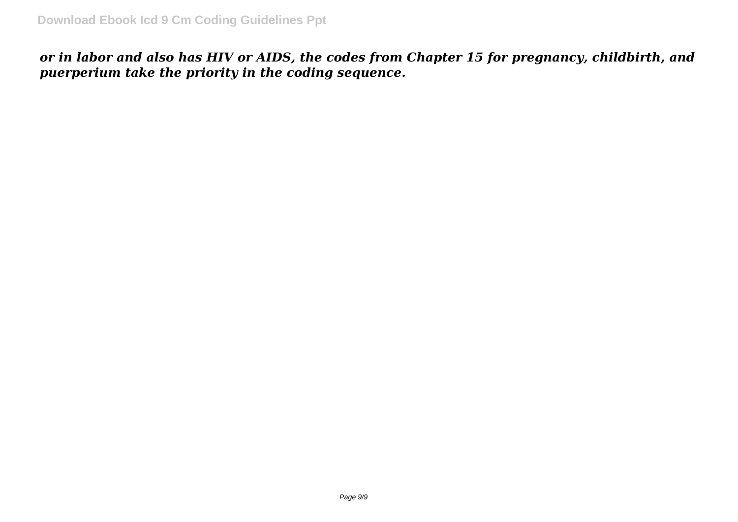***or in labor and also has HIV or AIDS, the codes from Chapter 15 for pregnancy, childbirth, and puerperium take the priority in the coding sequence.***